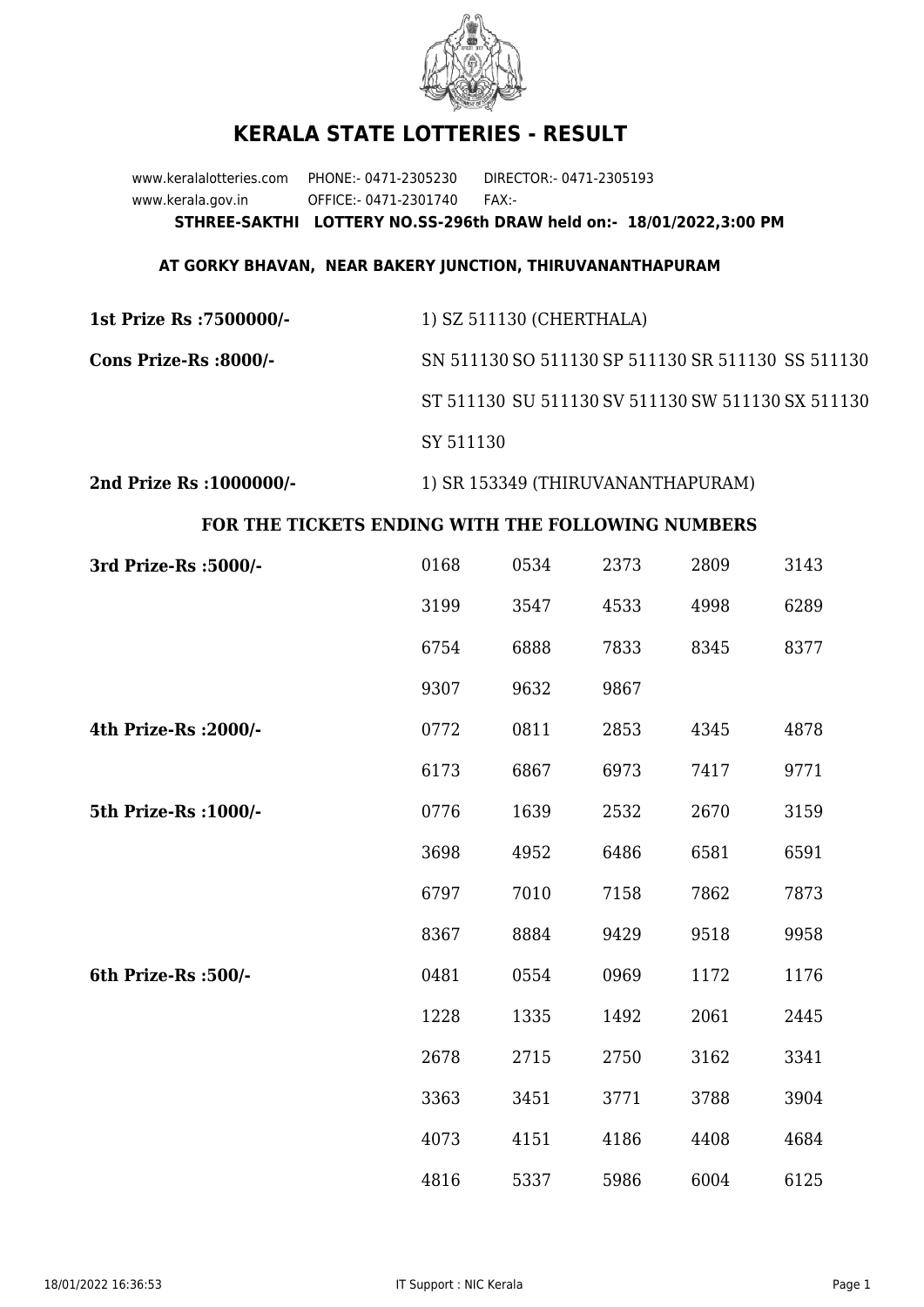# KERALA STATE LOTTERIES - RESULT

www.keralalotteries.com PHONE:- 0471-2305230 DIRECTOR:- 0471-2305193
www.kerala.gov.in OFFICE:- 0471-2301740 FAX:-

**STHREE-SAKTHI LOTTERY NO.SS-296th DRAW held on:- 18/01/2022,3:00 PM**

**AT GORKY BHAVAN, NEAR BAKERY JUNCTION, THIRUVANANTHAPURAM**

**1st Prize Rs :7500000/-** 1) SZ 511130 (CHERTHALA)

**Cons Prize-Rs :8000/-** SN 511130 SO 511130 SP 511130 SR 511130 SS 511130 ST 511130 SU 511130 SV 511130 SW 511130 SX 511130 SY 511130

**2nd Prize Rs :1000000/-** 1) SR 153349 (THIRUVANANTHAPURAM)

**FOR THE TICKETS ENDING WITH THE FOLLOWING NUMBERS**

**3rd Prize-Rs :5000/-**

| | | | | |
|---|---|---|---|---|
| 0168 | 0534 | 2373 | 2809 | 3143 |
| 3199 | 3547 | 4533 | 4998 | 6289 |
| 6754 | 6888 | 7833 | 8345 | 8377 |
| 9307 | 9632 | 9867 | | |

**4th Prize-Rs :2000/-**

| | | | | |
|---|---|---|---|---|
| 0772 | 0811 | 2853 | 4345 | 4878 |
| 6173 | 6867 | 6973 | 7417 | 9771 |

**5th Prize-Rs :1000/-**

| | | | | |
|---|---|---|---|---|
| 0776 | 1639 | 2532 | 2670 | 3159 |
| 3698 | 4952 | 6486 | 6581 | 6591 |
| 6797 | 7010 | 7158 | 7862 | 7873 |
| 8367 | 8884 | 9429 | 9518 | 9958 |

**6th Prize-Rs :500/-**

| | | | | |
|---|---|---|---|---|
| 0481 | 0554 | 0969 | 1172 | 1176 |
| 1228 | 1335 | 1492 | 2061 | 2445 |
| 2678 | 2715 | 2750 | 3162 | 3341 |
| 3363 | 3451 | 3771 | 3788 | 3904 |
| 4073 | 4151 | 4186 | 4408 | 4684 |
| 4816 | 5337 | 5986 | 6004 | 6125 |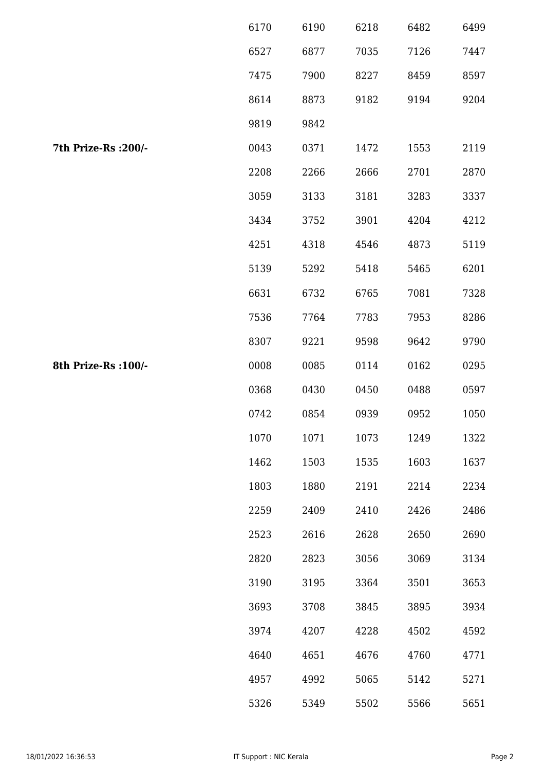| | | | | | |
|---|---|---|---|---|---|
| | 6170 | 6190 | 6218 | 6482 | 6499 |
| | 6527 | 6877 | 7035 | 7126 | 7447 |
| | 7475 | 7900 | 8227 | 8459 | 8597 |
| | 8614 | 8873 | 9182 | 9194 | 9204 |
| | 9819 | 9842 | | | |
| **7th Prize-Rs :200/-** | 0043 | 0371 | 1472 | 1553 | 2119 |
| | 2208 | 2266 | 2666 | 2701 | 2870 |
| | 3059 | 3133 | 3181 | 3283 | 3337 |
| | 3434 | 3752 | 3901 | 4204 | 4212 |
| | 4251 | 4318 | 4546 | 4873 | 5119 |
| | 5139 | 5292 | 5418 | 5465 | 6201 |
| | 6631 | 6732 | 6765 | 7081 | 7328 |
| | 7536 | 7764 | 7783 | 7953 | 8286 |
| | 8307 | 9221 | 9598 | 9642 | 9790 |
| **8th Prize-Rs :100/-** | 0008 | 0085 | 0114 | 0162 | 0295 |
| | 0368 | 0430 | 0450 | 0488 | 0597 |
| | 0742 | 0854 | 0939 | 0952 | 1050 |
| | 1070 | 1071 | 1073 | 1249 | 1322 |
| | 1462 | 1503 | 1535 | 1603 | 1637 |
| | 1803 | 1880 | 2191 | 2214 | 2234 |
| | 2259 | 2409 | 2410 | 2426 | 2486 |
| | 2523 | 2616 | 2628 | 2650 | 2690 |
| | 2820 | 2823 | 3056 | 3069 | 3134 |
| | 3190 | 3195 | 3364 | 3501 | 3653 |
| | 3693 | 3708 | 3845 | 3895 | 3934 |
| | 3974 | 4207 | 4228 | 4502 | 4592 |
| | 4640 | 4651 | 4676 | 4760 | 4771 |
| | 4957 | 4992 | 5065 | 5142 | 5271 |
| | 5326 | 5349 | 5502 | 5566 | 5651 |

18/01/2022 16:36:53 IT Support : NIC Kerala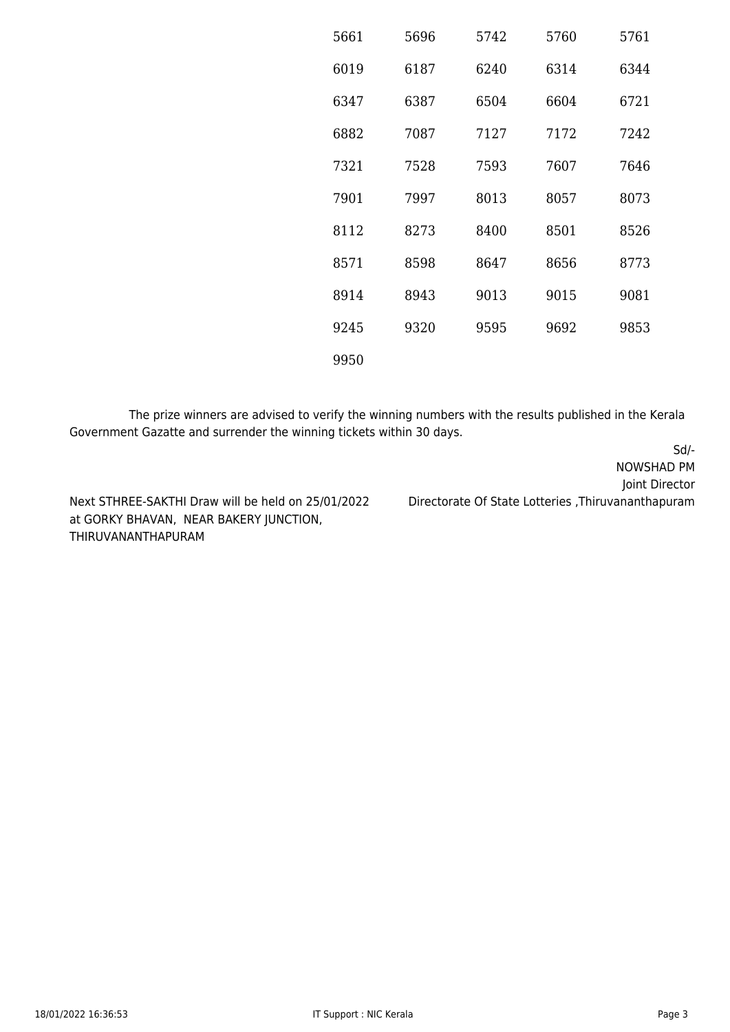| | | | | |
|---|---|---|---|---|
| 5661 | 5696 | 5742 | 5760 | 5761 |
| 6019 | 6187 | 6240 | 6314 | 6344 |
| 6347 | 6387 | 6504 | 6604 | 6721 |
| 6882 | 7087 | 7127 | 7172 | 7242 |
| 7321 | 7528 | 7593 | 7607 | 7646 |
| 7901 | 7997 | 8013 | 8057 | 8073 |
| 8112 | 8273 | 8400 | 8501 | 8526 |
| 8571 | 8598 | 8647 | 8656 | 8773 |
| 8914 | 8943 | 9013 | 9015 | 9081 |
| 9245 | 9320 | 9595 | 9692 | 9853 |
| 9950 | | | | |

The prize winners are advised to verify the winning numbers with the results published in the Kerala Government Gazatte and surrender the winning tickets within 30 days.

Sd/-
NOWSHAD PM
Joint Director
Directorate Of State Lotteries ,Thiruvananthapuram

Next STHREE-SAKTHI Draw will be held on 25/01/2022 at GORKY BHAVAN, NEAR BAKERY JUNCTION, THIRUVANANTHAPURAM

18/01/2022 16:36:53

IT Support : NIC Kerala